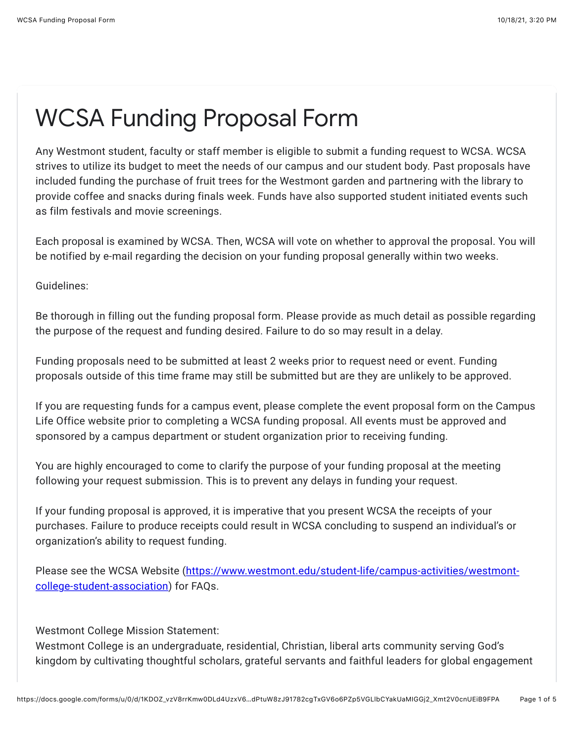# WCSA Funding Proposal Form

Any Westmont student, faculty or staff member is eligible to submit a funding request to WCSA. WCSA strives to utilize its budget to meet the needs of our campus and our student body. Past proposals have included funding the purchase of fruit trees for the Westmont garden and partnering with the library to provide coffee and snacks during finals week. Funds have also supported student initiated events such as film festivals and movie screenings.

Each proposal is examined by WCSA. Then, WCSA will vote on whether to approval the proposal. You will be notified by e-mail regarding the decision on your funding proposal generally within two weeks.

Guidelines:

Be thorough in filling out the funding proposal form. Please provide as much detail as possible regarding the purpose of the request and funding desired. Failure to do so may result in a delay.

Funding proposals need to be submitted at least 2 weeks prior to request need or event. Funding proposals outside of this time frame may still be submitted but are they are unlikely to be approved.

If you are requesting funds for a campus event, please complete the event proposal form on the Campus Life Office website prior to completing a WCSA funding proposal. All events must be approved and sponsored by a campus department or student organization prior to receiving funding.

You are highly encouraged to come to clarify the purpose of your funding proposal at the meeting following your request submission. This is to prevent any delays in funding your request.

If your funding proposal is approved, it is imperative that you present WCSA the receipts of your purchases. Failure to produce receipts could result in WCSA concluding to suspend an individual's or organization's ability to request funding.

Please see the WCSA Website ([https://www.westmont.edu/student-life/campus-activities/westmont-college-student-association](https://www.westmont.edu/student-life/campus-activities/westmont-college-student-association)) for FAQs.

Westmont College Mission Statement:
Westmont College is an undergraduate, residential, Christian, liberal arts community serving God's kingdom by cultivating thoughtful scholars, grateful servants and faithful leaders for global engagement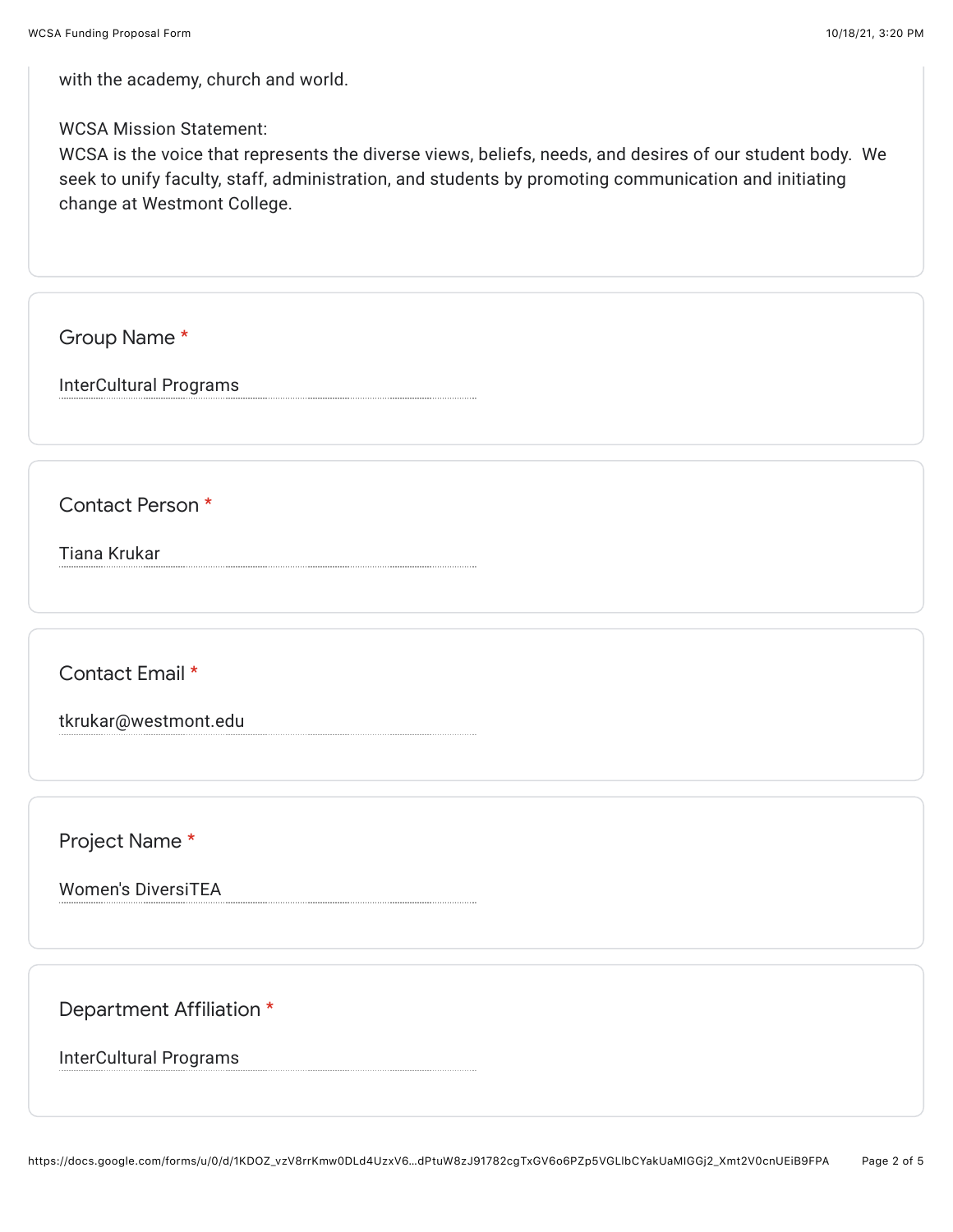with the academy, church and world.

WCSA Mission Statement:
WCSA is the voice that represents the diverse views, beliefs, needs, and desires of our student body. We seek to unify faculty, staff, administration, and students by promoting communication and initiating change at Westmont College.

**Group Name** *

InterCultural Programs

**Contact Person** *

Tiana Krukar

**Contact Email** *

tkrukar@westmont.edu

**Project Name** *

Women's DiversiTEA

**Department Affiliation** *

InterCultural Programs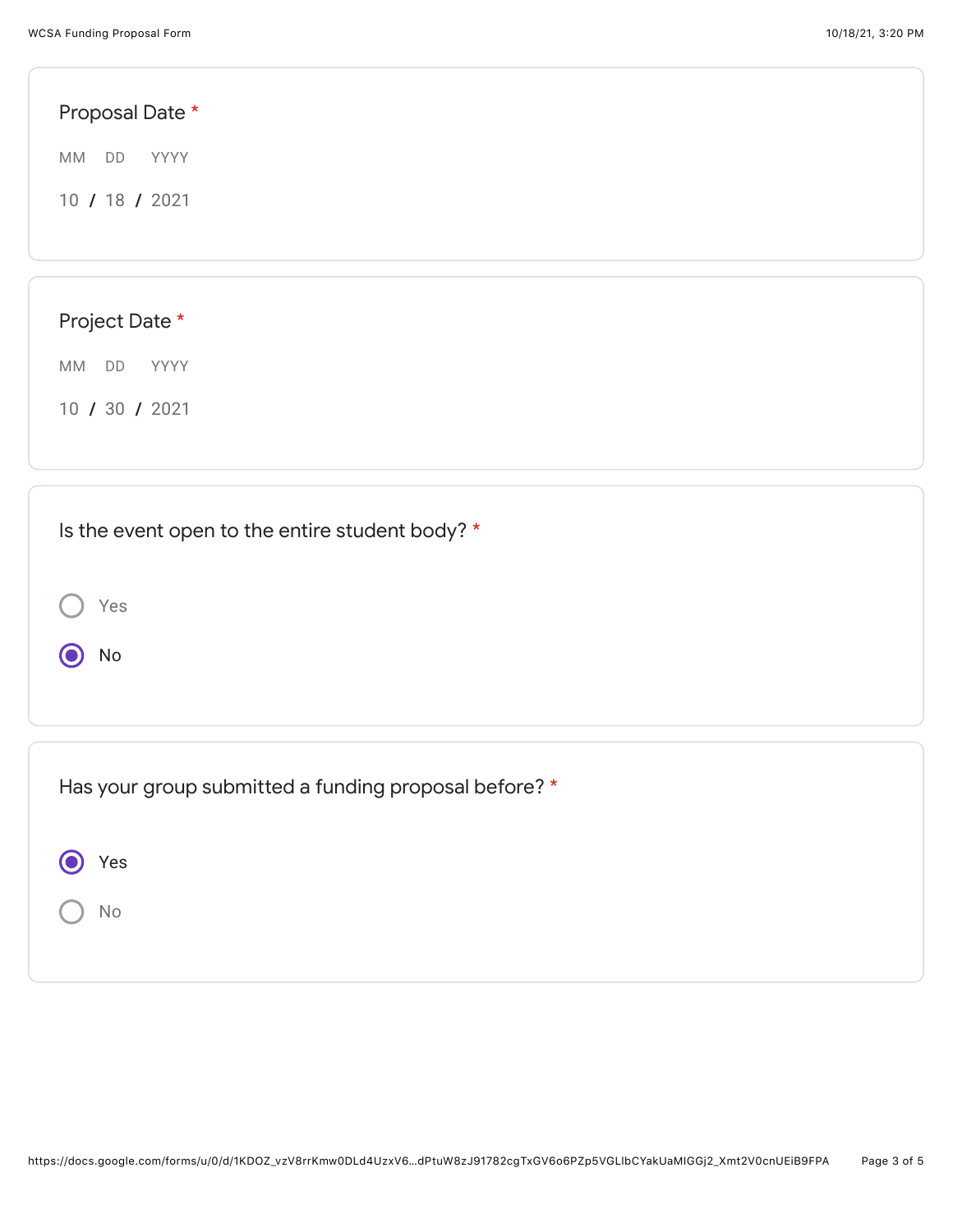**Proposal Date** *

MM DD YYYY

10 / 18 / 2021

**Project Date** *

MM DD YYYY

10 / 30 / 2021

**Is the event open to the entire student body?** *

- ○ Yes
- ◉ No

**Has your group submitted a funding proposal before?** *

- ◉ Yes
- ○ No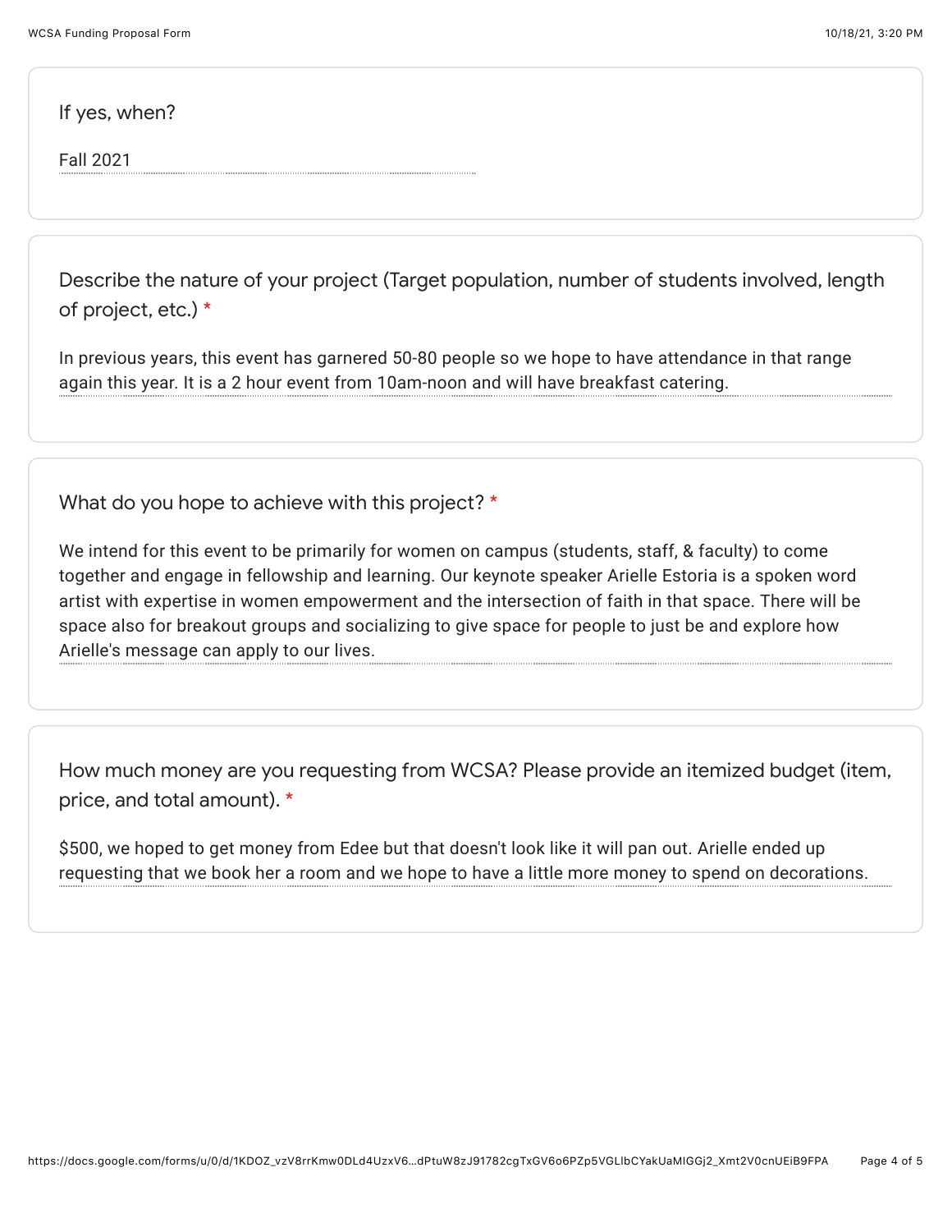If yes, when?

Fall 2021

Describe the nature of your project (Target population, number of students involved, length of project, etc.) *

In previous years, this event has garnered 50-80 people so we hope to have attendance in that range again this year. It is a 2 hour event from 10am-noon and will have breakfast catering.

What do you hope to achieve with this project? *

We intend for this event to be primarily for women on campus (students, staff, & faculty) to come together and engage in fellowship and learning. Our keynote speaker Arielle Estoria is a spoken word artist with expertise in women empowerment and the intersection of faith in that space. There will be space also for breakout groups and socializing to give space for people to just be and explore how Arielle's message can apply to our lives.

How much money are you requesting from WCSA? Please provide an itemized budget (item, price, and total amount). *

$500, we hoped to get money from Edee but that doesn't look like it will pan out. Arielle ended up requesting that we book her a room and we hope to have a little more money to spend on decorations.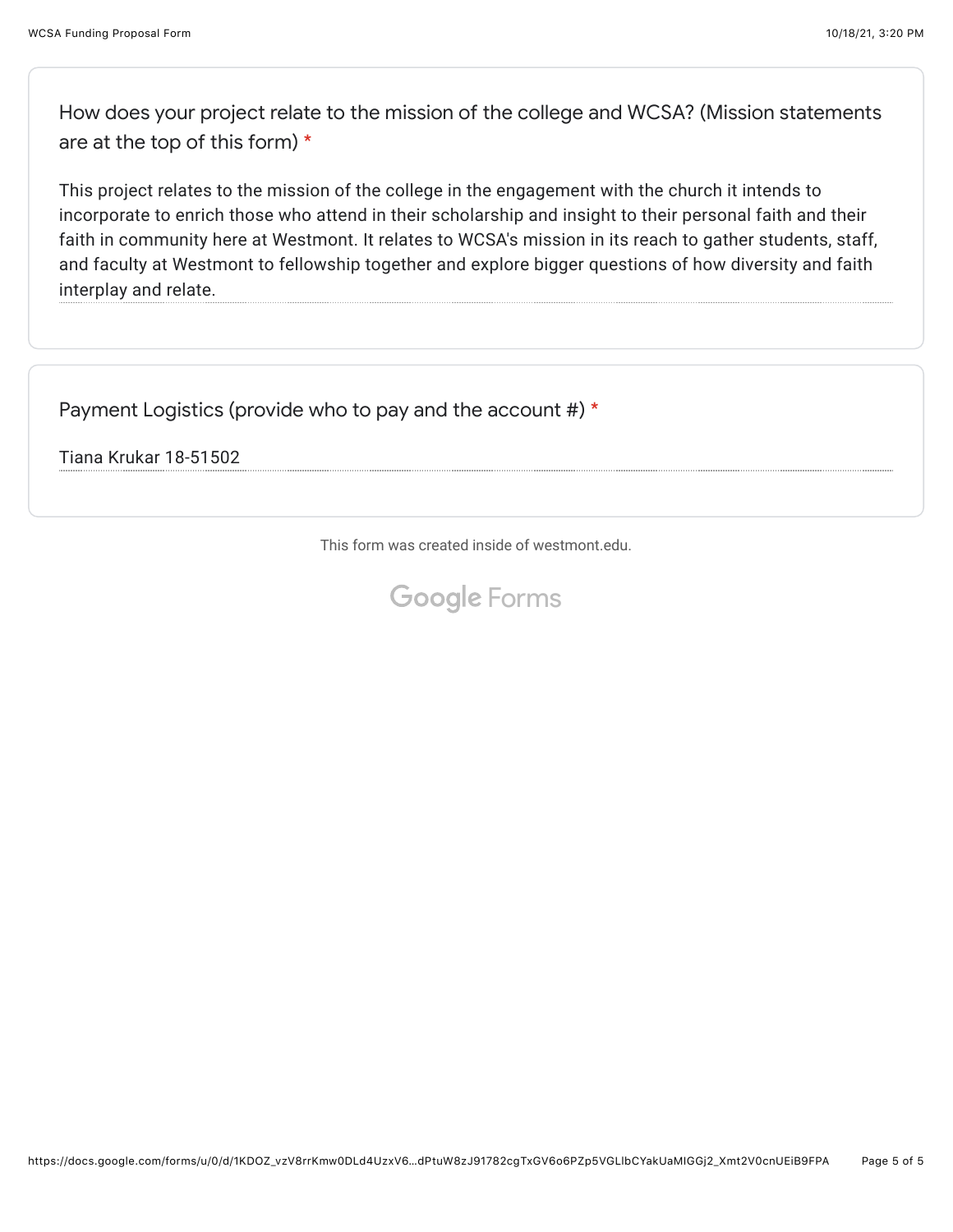How does your project relate to the mission of the college and WCSA? (Mission statements are at the top of this form) *

This project relates to the mission of the college in the engagement with the church it intends to incorporate to enrich those who attend in their scholarship and insight to their personal faith and their faith in community here at Westmont. It relates to WCSA's mission in its reach to gather students, staff, and faculty at Westmont to fellowship together and explore bigger questions of how diversity and faith interplay and relate.

Payment Logistics (provide who to pay and the account #) *

Tiana Krukar 18-51502

This form was created inside of westmont.edu.

Google Forms